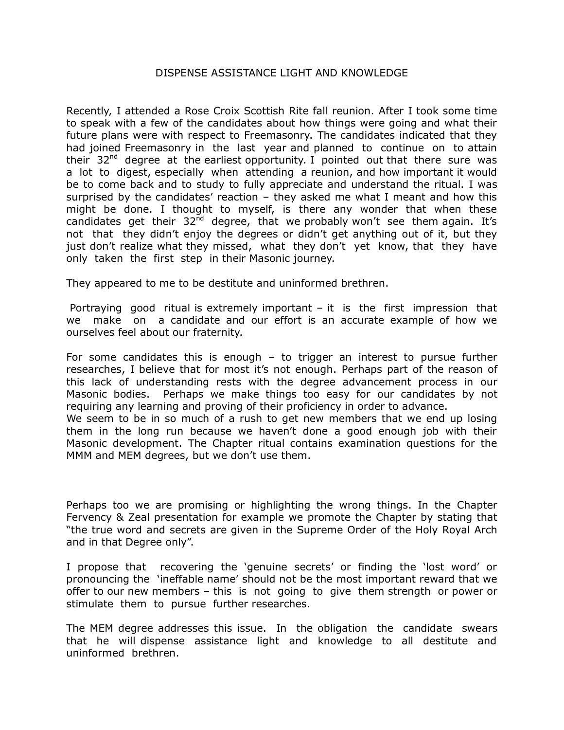# DISPENSE ASSISTANCE LIGHT AND KNOWLEDGE

Recently, I attended a Rose Croix Scottish Rite fall reunion. After I took some time to speak with a few of the candidates about how things were going and what their future plans were with respect to Freemasonry. The candidates indicated that they had joined Freemasonry in the last year and planned to continue on to attain their 32nd degree at the earliest opportunity. I pointed out that there sure was a lot to digest, especially when attending a reunion, and how important it would be to come back and to study to fully appreciate and understand the ritual. I was surprised by the candidates' reaction – they asked me what I meant and how this might be done. I thought to myself, is there any wonder that when these candidates get their 32nd degree, that we probably won't see them again. It's not that they didn't enjoy the degrees or didn't get anything out of it, but they just don't realize what they missed, what they don't yet know, that they have only taken the first step in their Masonic journey.

They appeared to me to be destitute and uninformed brethren.

Portraying good ritual is extremely important – it is the first impression that we make on a candidate and our effort is an accurate example of how we ourselves feel about our fraternity.

For some candidates this is enough – to trigger an interest to pursue further researches, I believe that for most it's not enough. Perhaps part of the reason of this lack of understanding rests with the degree advancement process in our Masonic bodies. Perhaps we make things too easy for our candidates by not requiring any learning and proving of their proficiency in order to advance.
We seem to be in so much of a rush to get new members that we end up losing them in the long run because we haven't done a good enough job with their Masonic development. The Chapter ritual contains examination questions for the MMM and MEM degrees, but we don't use them.

Perhaps too we are promising or highlighting the wrong things. In the Chapter Fervency & Zeal presentation for example we promote the Chapter by stating that "the true word and secrets are given in the Supreme Order of the Holy Royal Arch and in that Degree only".

I propose that recovering the 'genuine secrets' or finding the 'lost word' or pronouncing the 'ineffable name' should not be the most important reward that we offer to our new members – this is not going to give them strength or power or stimulate them to pursue further researches.

The MEM degree addresses this issue. In the obligation the candidate swears that he will dispense assistance light and knowledge to all destitute and uninformed brethren.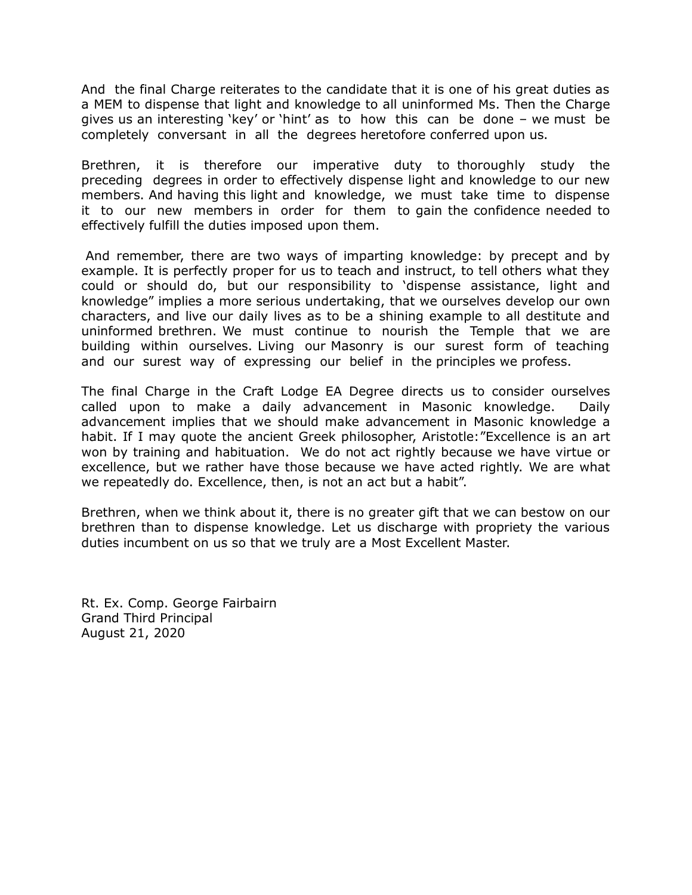And the final Charge reiterates to the candidate that it is one of his great duties as a MEM to dispense that light and knowledge to all uninformed Ms. Then the Charge gives us an interesting 'key' or 'hint' as to how this can be done – we must be completely conversant in all the degrees heretofore conferred upon us.

Brethren, it is therefore our imperative duty to thoroughly study the preceding degrees in order to effectively dispense light and knowledge to our new members. And having this light and knowledge, we must take time to dispense it to our new members in order for them to gain the confidence needed to effectively fulfill the duties imposed upon them.

And remember, there are two ways of imparting knowledge: by precept and by example. It is perfectly proper for us to teach and instruct, to tell others what they could or should do, but our responsibility to 'dispense assistance, light and knowledge" implies a more serious undertaking, that we ourselves develop our own characters, and live our daily lives as to be a shining example to all destitute and uninformed brethren. We must continue to nourish the Temple that we are building within ourselves. Living our Masonry is our surest form of teaching and our surest way of expressing our belief in the principles we profess.

The final Charge in the Craft Lodge EA Degree directs us to consider ourselves called upon to make a daily advancement in Masonic knowledge. Daily advancement implies that we should make advancement in Masonic knowledge a habit. If I may quote the ancient Greek philosopher, Aristotle:"Excellence is an art won by training and habituation. We do not act rightly because we have virtue or excellence, but we rather have those because we have acted rightly. We are what we repeatedly do. Excellence, then, is not an act but a habit".

Brethren, when we think about it, there is no greater gift that we can bestow on our brethren than to dispense knowledge. Let us discharge with propriety the various duties incumbent on us so that we truly are a Most Excellent Master.

Rt. Ex. Comp. George Fairbairn  
Grand Third Principal  
August 21, 2020